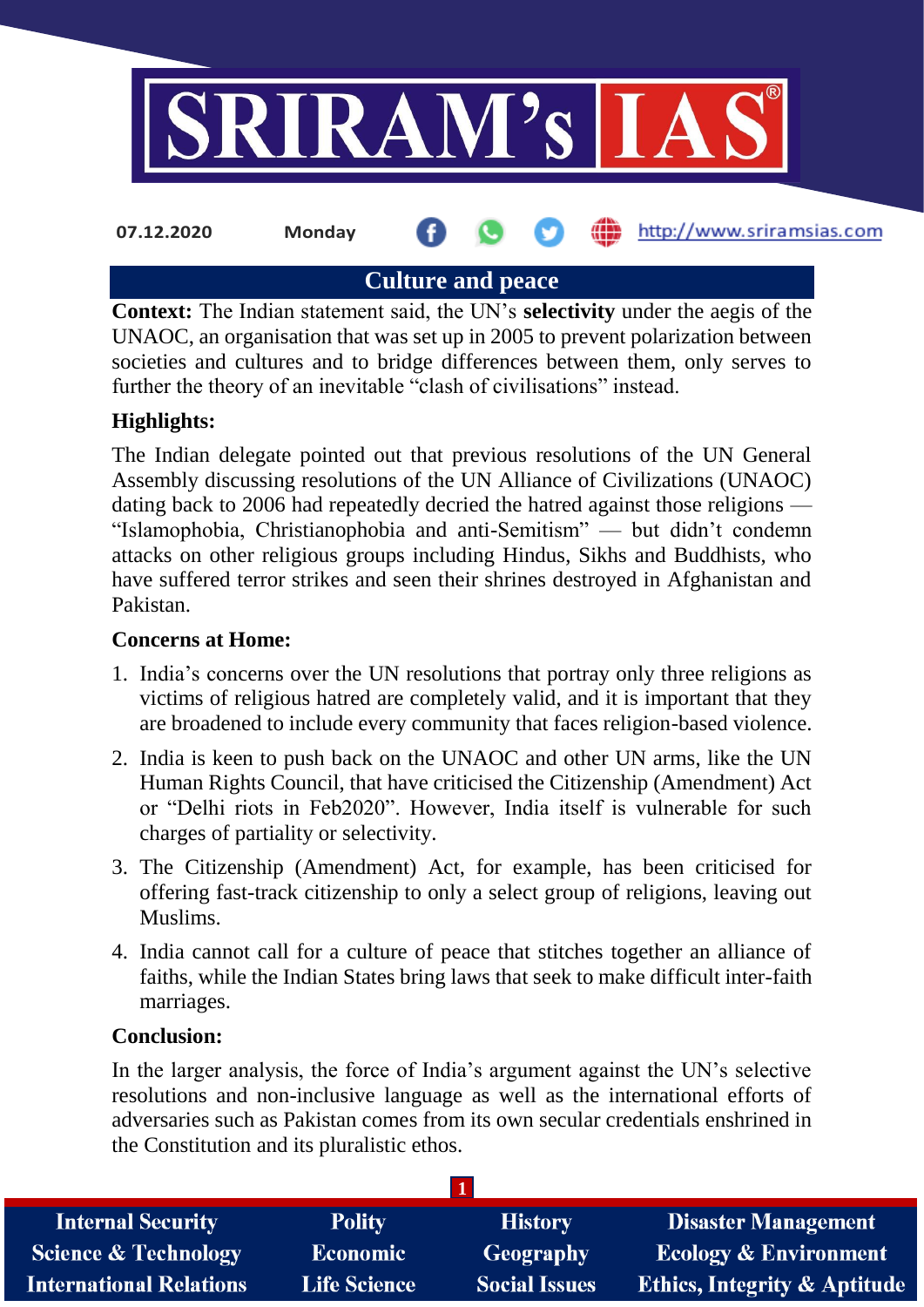## Culture and peace

**Context:** The Indian statement said, the UN's **selectivity** under the aegis of the UNAOC, an organisation that was set up in 2005 to prevent polarization between societies and cultures and to bridge differences between them, only serves to further the theory of an inevitable "clash of civilisations" instead.

### Highlights:

The Indian delegate pointed out that previous resolutions of the UN General Assembly discussing resolutions of the UN Alliance of Civilizations (UNAOC) dating back to 2006 had repeatedly decried the hatred against those religions — "Islamophobia, Christianophobia and anti-Semitism" — but didn't condemn attacks on other religious groups including Hindus, Sikhs and Buddhists, who have suffered terror strikes and seen their shrines destroyed in Afghanistan and Pakistan.

### Concerns at Home:

1. India's concerns over the UN resolutions that portray only three religions as victims of religious hatred are completely valid, and it is important that they are broadened to include every community that faces religion-based violence.
2. India is keen to push back on the UNAOC and other UN arms, like the UN Human Rights Council, that have criticised the Citizenship (Amendment) Act or "Delhi riots in Feb2020". However, India itself is vulnerable for such charges of partiality or selectivity.
3. The Citizenship (Amendment) Act, for example, has been criticised for offering fast-track citizenship to only a select group of religions, leaving out Muslims.
4. India cannot call for a culture of peace that stitches together an alliance of faiths, while the Indian States bring laws that seek to make difficult inter-faith marriages.

### Conclusion:

In the larger analysis, the force of India's argument against the UN's selective resolutions and non-inclusive language as well as the international efforts of adversaries such as Pakistan comes from its own secular credentials enshrined in the Constitution and its pluralistic ethos.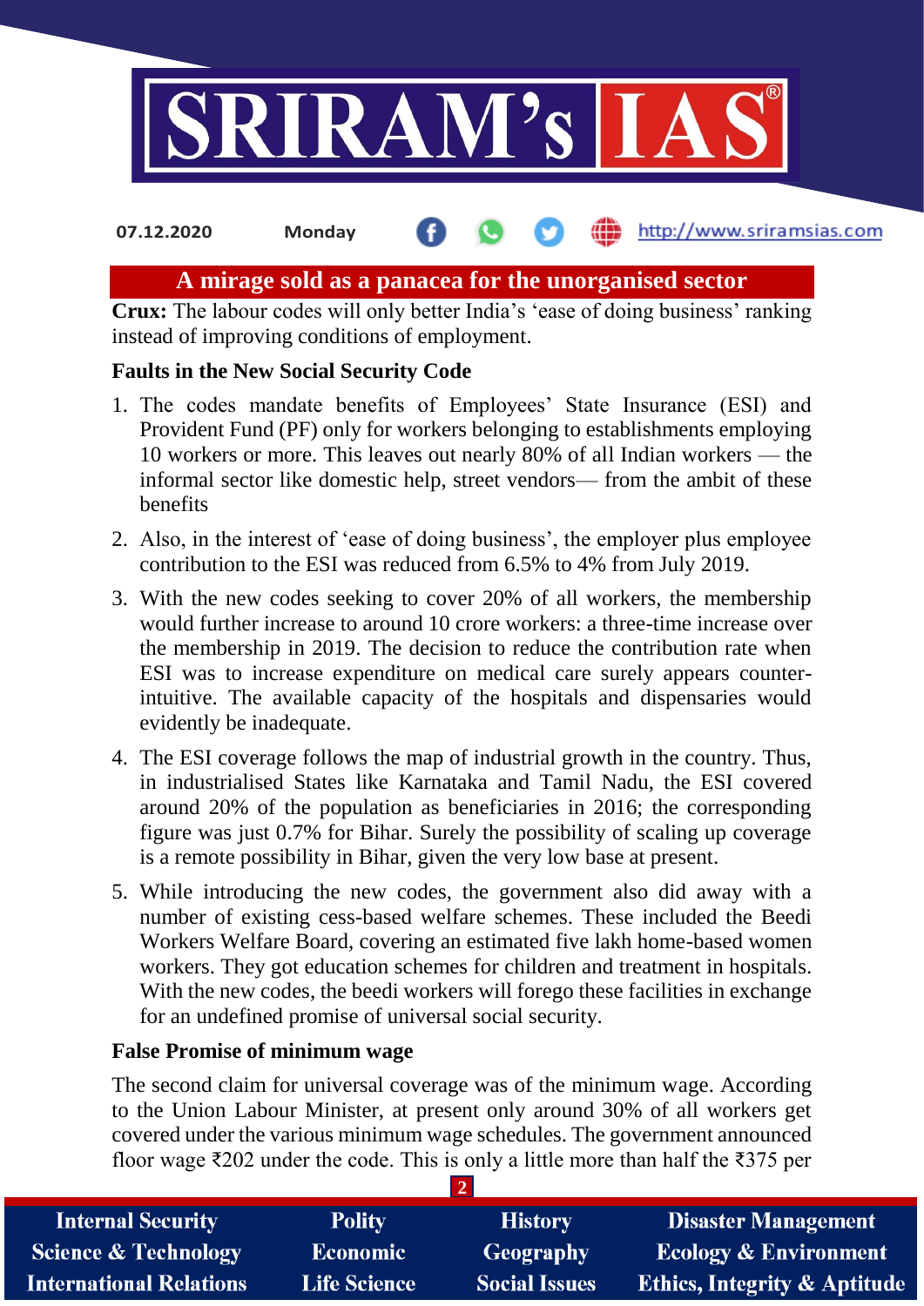07.12.2020 Monday http://www.sriramsias.com

# A mirage sold as a panacea for the unorganised sector

**Crux:** The labour codes will only better India's 'ease of doing business' ranking instead of improving conditions of employment.

**Faults in the New Social Security Code**

1. The codes mandate benefits of Employees' State Insurance (ESI) and Provident Fund (PF) only for workers belonging to establishments employing 10 workers or more. This leaves out nearly 80% of all Indian workers — the informal sector like domestic help, street vendors— from the ambit of these benefits
2. Also, in the interest of 'ease of doing business', the employer plus employee contribution to the ESI was reduced from 6.5% to 4% from July 2019.
3. With the new codes seeking to cover 20% of all workers, the membership would further increase to around 10 crore workers: a three-time increase over the membership in 2019. The decision to reduce the contribution rate when ESI was to increase expenditure on medical care surely appears counter-intuitive. The available capacity of the hospitals and dispensaries would evidently be inadequate.
4. The ESI coverage follows the map of industrial growth in the country. Thus, in industrialised States like Karnataka and Tamil Nadu, the ESI covered around 20% of the population as beneficiaries in 2016; the corresponding figure was just 0.7% for Bihar. Surely the possibility of scaling up coverage is a remote possibility in Bihar, given the very low base at present.
5. While introducing the new codes, the government also did away with a number of existing cess-based welfare schemes. These included the Beedi Workers Welfare Board, covering an estimated five lakh home-based women workers. They got education schemes for children and treatment in hospitals. With the new codes, the beedi workers will forego these facilities in exchange for an undefined promise of universal social security.

**False Promise of minimum wage**

The second claim for universal coverage was of the minimum wage. According to the Union Labour Minister, at present only around 30% of all workers get covered under the various minimum wage schedules. The government announced floor wage ₹202 under the code. This is only a little more than half the ₹375 per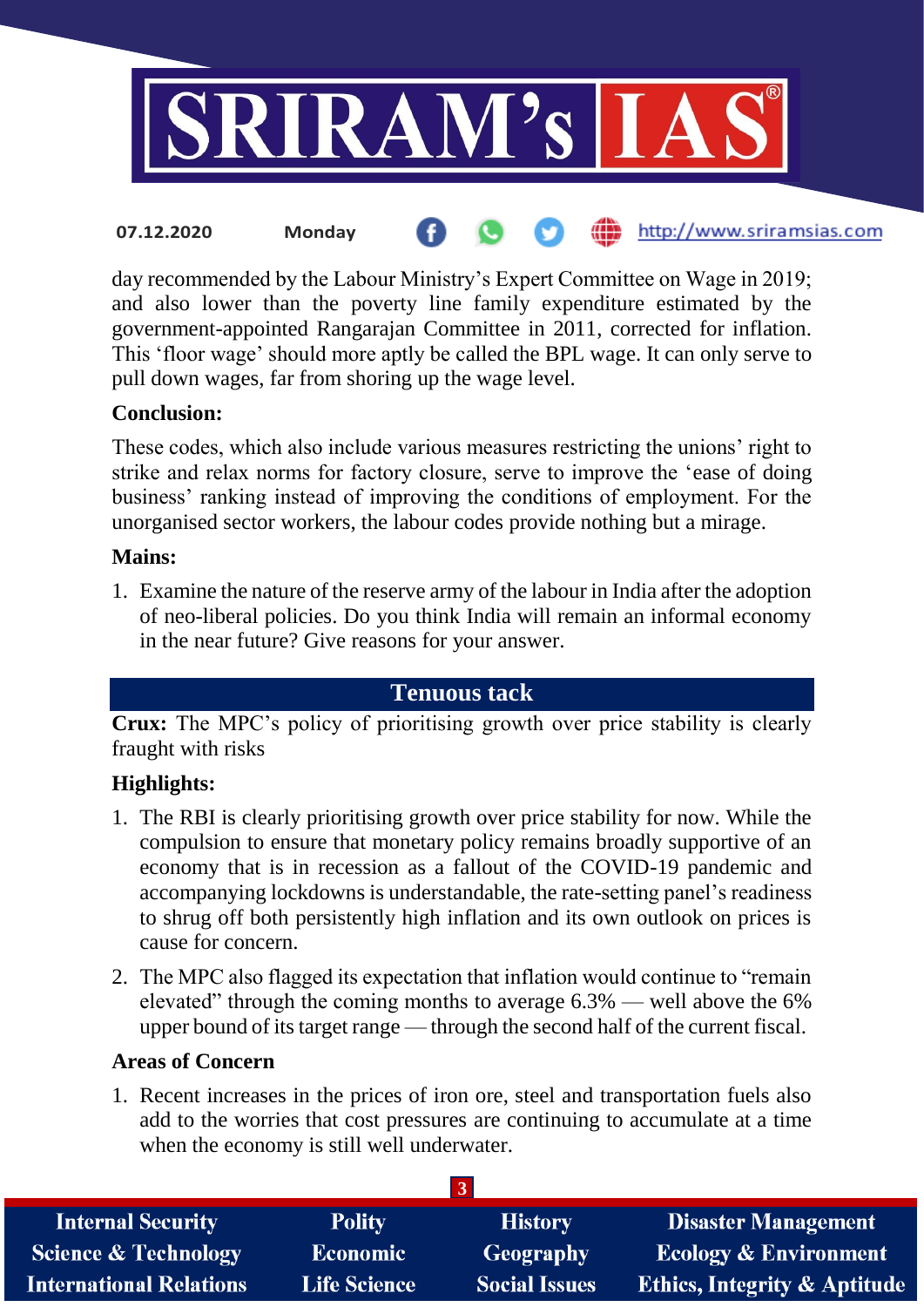day recommended by the Labour Ministry's Expert Committee on Wage in 2019; and also lower than the poverty line family expenditure estimated by the government-appointed Rangarajan Committee in 2011, corrected for inflation. This 'floor wage' should more aptly be called the BPL wage. It can only serve to pull down wages, far from shoring up the wage level.

**Conclusion:**

These codes, which also include various measures restricting the unions' right to strike and relax norms for factory closure, serve to improve the 'ease of doing business' ranking instead of improving the conditions of employment. For the unorganised sector workers, the labour codes provide nothing but a mirage.

**Mains:**

1. Examine the nature of the reserve army of the labour in India after the adoption of neo-liberal policies. Do you think India will remain an informal economy in the near future? Give reasons for your answer.

## Tenuous tack

**Crux:** The MPC's policy of prioritising growth over price stability is clearly fraught with risks

**Highlights:**

1. The RBI is clearly prioritising growth over price stability for now. While the compulsion to ensure that monetary policy remains broadly supportive of an economy that is in recession as a fallout of the COVID-19 pandemic and accompanying lockdowns is understandable, the rate-setting panel's readiness to shrug off both persistently high inflation and its own outlook on prices is cause for concern.
2. The MPC also flagged its expectation that inflation would continue to "remain elevated" through the coming months to average 6.3% — well above the 6% upper bound of its target range — through the second half of the current fiscal.

**Areas of Concern**

1. Recent increases in the prices of iron ore, steel and transportation fuels also add to the worries that cost pressures are continuing to accumulate at a time when the economy is still well underwater.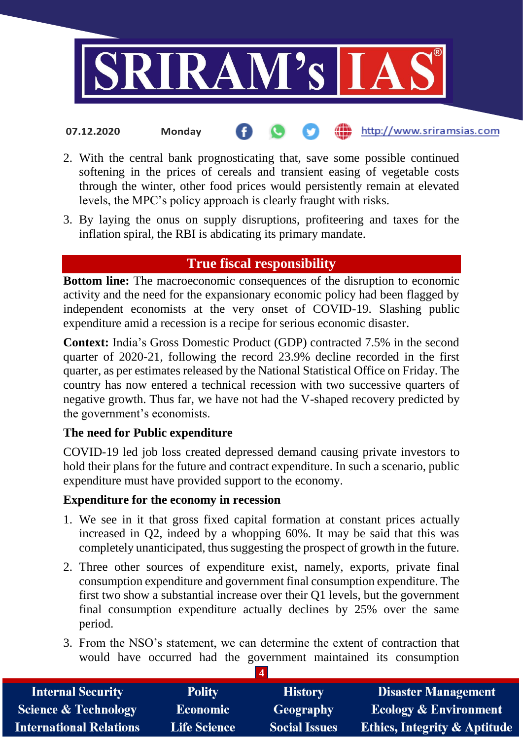2. With the central bank prognosticating that, save some possible continued softening in the prices of cereals and transient easing of vegetable costs through the winter, other food prices would persistently remain at elevated levels, the MPC's policy approach is clearly fraught with risks.
3. By laying the onus on supply disruptions, profiteering and taxes for the inflation spiral, the RBI is abdicating its primary mandate.

## True fiscal responsibility

**Bottom line:** The macroeconomic consequences of the disruption to economic activity and the need for the expansionary economic policy had been flagged by independent economists at the very onset of COVID-19. Slashing public expenditure amid a recession is a recipe for serious economic disaster.

**Context:** India's Gross Domestic Product (GDP) contracted 7.5% in the second quarter of 2020-21, following the record 23.9% decline recorded in the first quarter, as per estimates released by the National Statistical Office on Friday. The country has now entered a technical recession with two successive quarters of negative growth. Thus far, we have not had the V-shaped recovery predicted by the government's economists.

### The need for Public expenditure

COVID-19 led job loss created depressed demand causing private investors to hold their plans for the future and contract expenditure. In such a scenario, public expenditure must have provided support to the economy.

### Expenditure for the economy in recession

1. We see in it that gross fixed capital formation at constant prices actually increased in Q2, indeed by a whopping 60%. It may be said that this was completely unanticipated, thus suggesting the prospect of growth in the future.
2. Three other sources of expenditure exist, namely, exports, private final consumption expenditure and government final consumption expenditure. The first two show a substantial increase over their Q1 levels, but the government final consumption expenditure actually declines by 25% over the same period.
3. From the NSO's statement, we can determine the extent of contraction that would have occurred had the government maintained its consumption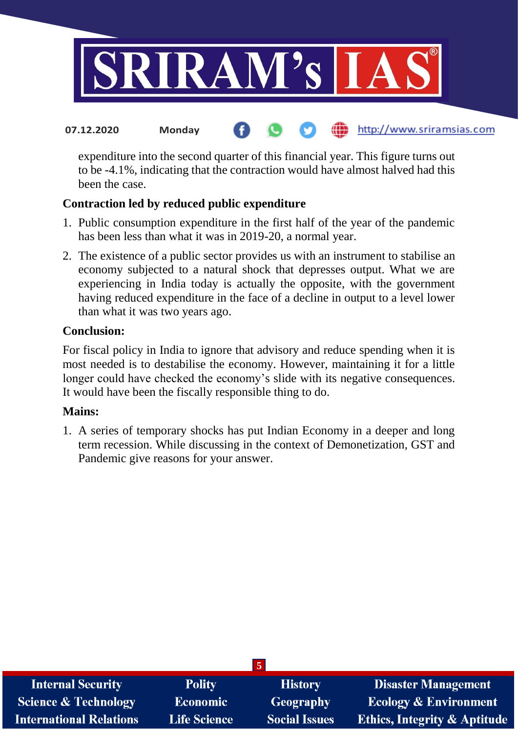expenditure into the second quarter of this financial year. This figure turns out to be -4.1%, indicating that the contraction would have almost halved had this been the case.

**Contraction led by reduced public expenditure**

1. Public consumption expenditure in the first half of the year of the pandemic has been less than what it was in 2019-20, a normal year.
2. The existence of a public sector provides us with an instrument to stabilise an economy subjected to a natural shock that depresses output. What we are experiencing in India today is actually the opposite, with the government having reduced expenditure in the face of a decline in output to a level lower than what it was two years ago.

**Conclusion:**

For fiscal policy in India to ignore that advisory and reduce spending when it is most needed is to destabilise the economy. However, maintaining it for a little longer could have checked the economy's slide with its negative consequences. It would have been the fiscally responsible thing to do.

**Mains:**

1. A series of temporary shocks has put Indian Economy in a deeper and long term recession. While discussing in the context of Demonetization, GST and Pandemic give reasons for your answer.